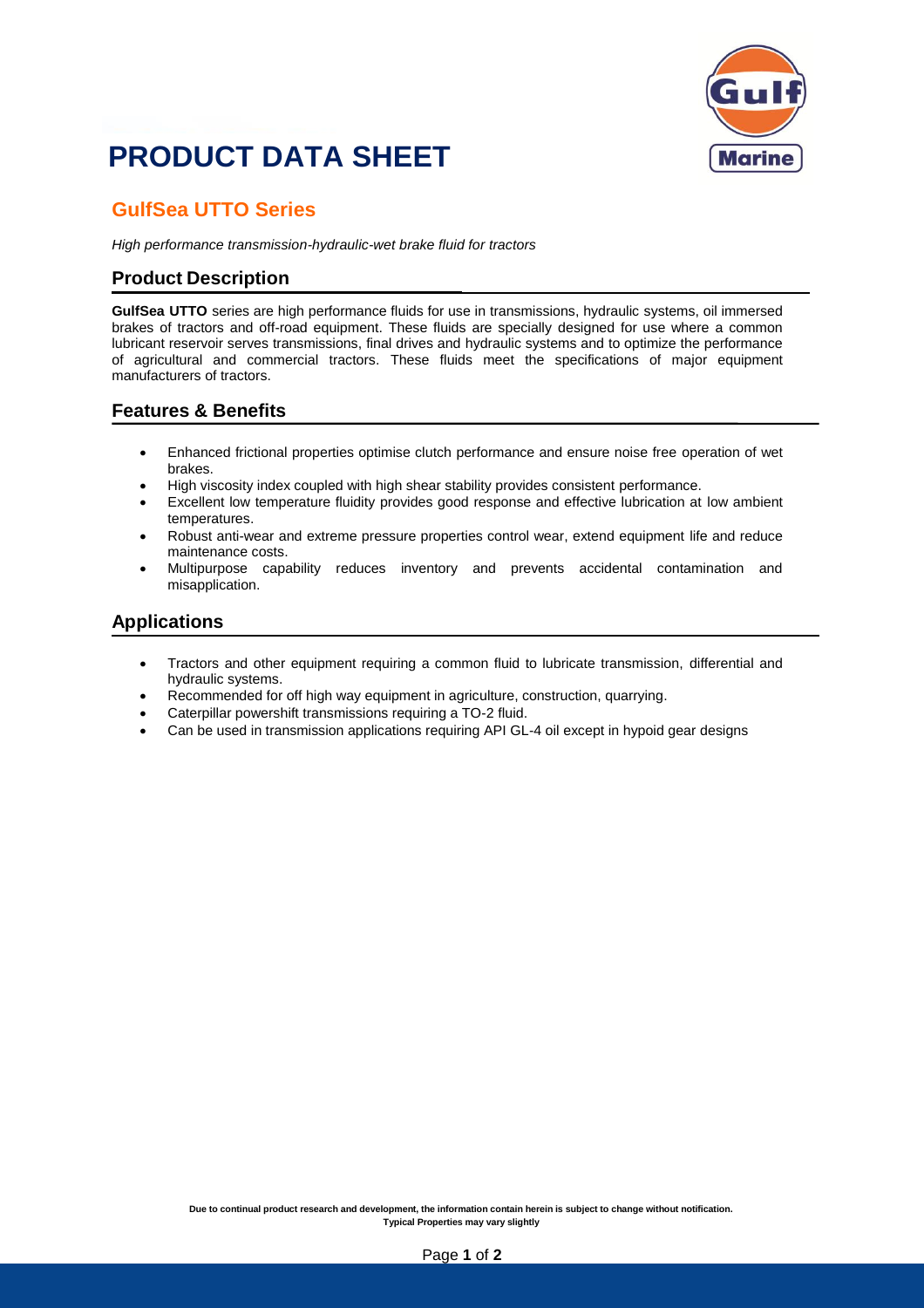# PRODUCT DATA SHEET

## GulfSea UTTO Series

*High performance transmission-hydraulic-wet brake fluid for tractors*

### Product Description

**GulfSea UTTO** series are high performance fluids for use in transmissions, hydraulic systems, oil immersed brakes of tractors and off-road equipment. These fluids are specially designed for use where a common lubricant reservoir serves transmissions, final drives and hydraulic systems and to optimize the performance of agricultural and commercial tractors. These fluids meet the specifications of major equipment manufacturers of tractors.

### Features & Benefits

- Enhanced frictional properties optimise clutch performance and ensure noise free operation of wet brakes.
- High viscosity index coupled with high shear stability provides consistent performance.
- Excellent low temperature fluidity provides good response and effective lubrication at low ambient temperatures.
- Robust anti-wear and extreme pressure properties control wear, extend equipment life and reduce maintenance costs.
- Multipurpose capability reduces inventory and prevents accidental contamination and misapplication.

### Applications

- Tractors and other equipment requiring a common fluid to lubricate transmission, differential and hydraulic systems.
- Recommended for off high way equipment in agriculture, construction, quarrying.
- Caterpillar powershift transmissions requiring a TO-2 fluid.
- Can be used in transmission applications requiring API GL-4 oil except in hypoid gear designs

**Due to continual product research and development, the information contain herein is subject to change without notification.**
**Typical Properties may vary slightly**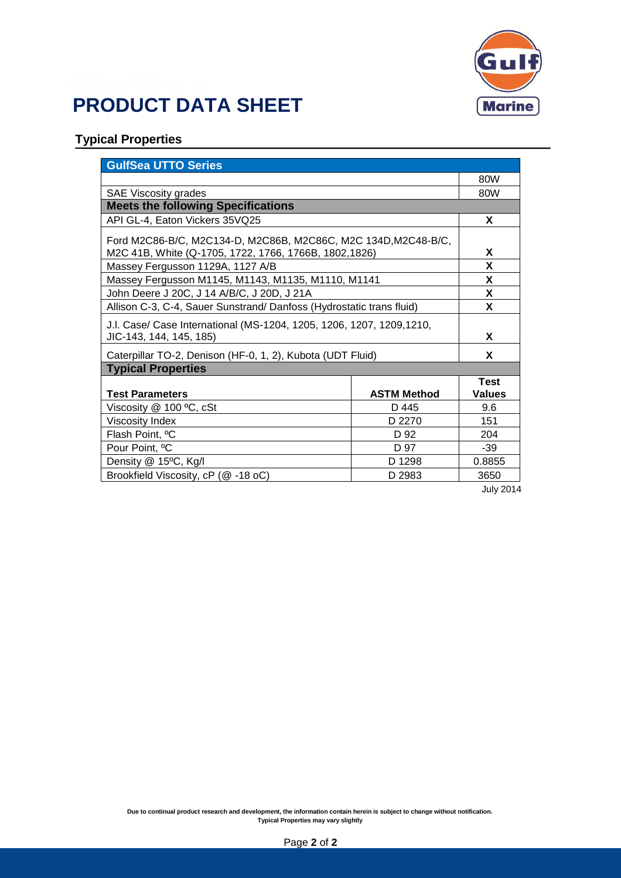# PRODUCT DATA SHEET

## Typical Properties

| GulfSea UTTO Series | | |
|---|---|---|
| | | 80W |
| SAE Viscosity grades | | 80W |
| **Meets the following Specifications** | | |
| API GL-4, Eaton Vickers 35VQ25 | | X |
| Ford M2C86-B/C, M2C134-D, M2C86B, M2C86C, M2C 134D,M2C48-B/C, M2C 41B, White (Q-1705, 1722, 1766, 1766B, 1802,1826) | | X |
| Massey Fergusson 1129A, 1127 A/B | | X |
| Massey Fergusson M1145, M1143, M1135, M1110, M1141 | | X |
| John Deere J 20C, J 14 A/B/C, J 20D, J 21A | | X |
| Allison C-3, C-4, Sauer Sunstrand/ Danfoss (Hydrostatic trans fluid) | | X |
| J.I. Case/ Case International (MS-1204, 1205, 1206, 1207, 1209,1210, JIC-143, 144, 145, 185) | | X |
| Caterpillar TO-2, Denison (HF-0, 1, 2), Kubota (UDT Fluid) | | X |
| **Typical Properties** | | |
| **Test Parameters** | **ASTM Method** | **Test Values** |
| Viscosity @ 100 ºC, cSt | D 445 | 9.6 |
| Viscosity Index | D 2270 | 151 |
| Flash Point, ºC | D 92 | 204 |
| Pour Point, ºC | D 97 | -39 |
| Density @ 15ºC, Kg/l | D 1298 | 0.8855 |
| Brookfield Viscosity, cP (@ -18 oC) | D 2983 | 3650 |

July 2014

**Due to continual product research and development, the information contain herein is subject to change without notification.**
**Typical Properties may vary slightly**